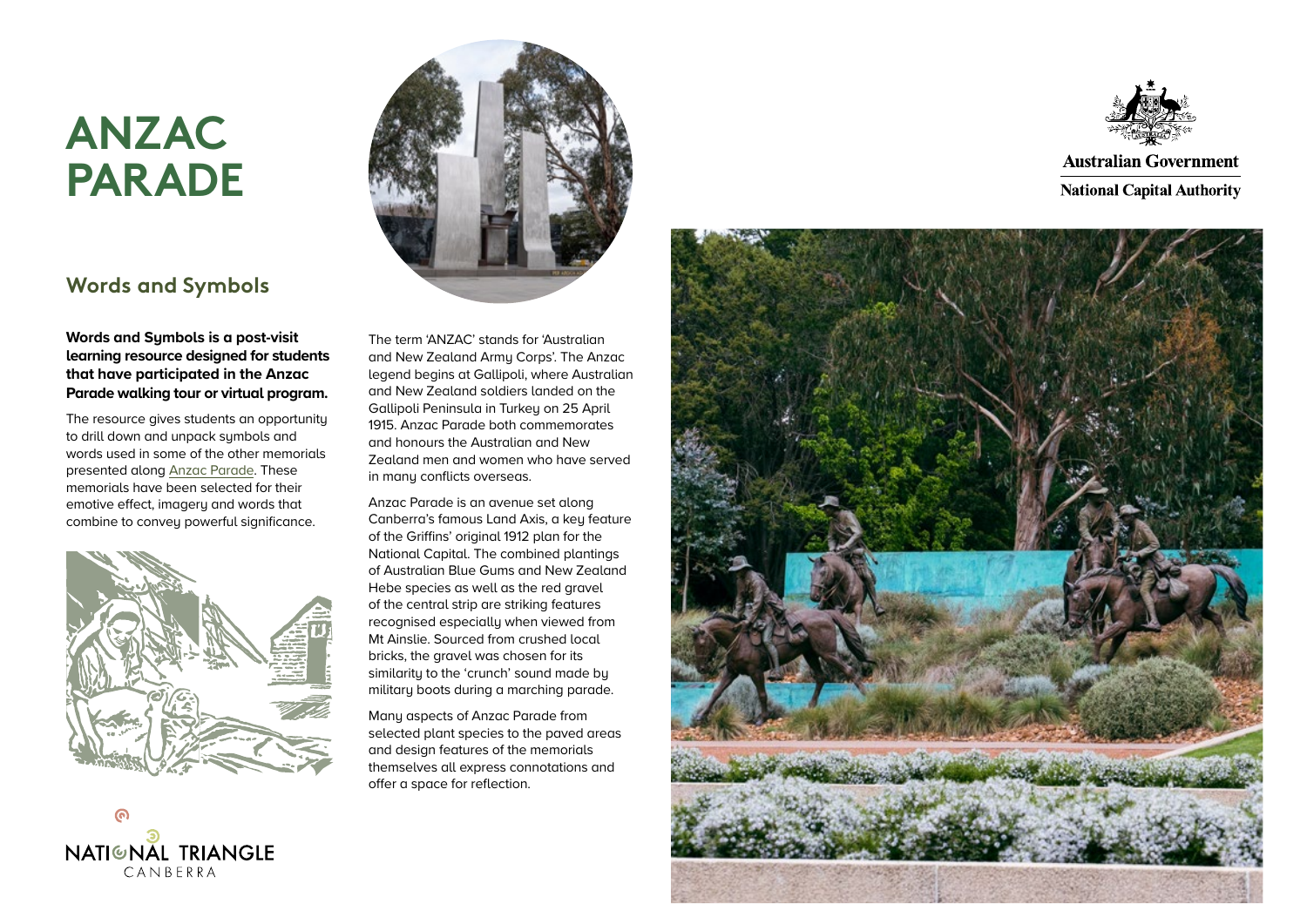# ANZAC PARADE

## Words and Symbols

**Words and Symbols is a post-visit learning resource designed for students that have participated in the Anzac Parade walking tour or virtual program.**

The resource gives students an opportunity to drill down and unpack symbols and words used in some of the other memorials presented along Anzac Parade. These memorials have been selected for their emotive effect, imagery and words that combine to convey powerful significance.

The term 'ANZAC' stands for 'Australian and New Zealand Army Corps'. The Anzac legend begins at Gallipoli, where Australian and New Zealand soldiers landed on the Gallipoli Peninsula in Turkey on 25 April 1915. Anzac Parade both commemorates and honours the Australian and New Zealand men and women who have served in many conflicts overseas.

Anzac Parade is an avenue set along Canberra's famous Land Axis, a key feature of the Griffins' original 1912 plan for the National Capital. The combined plantings of Australian Blue Gums and New Zealand Hebe species as well as the red gravel of the central strip are striking features recognised especially when viewed from Mt Ainslie. Sourced from crushed local bricks, the gravel was chosen for its similarity to the 'crunch' sound made by military boots during a marching parade.

Many aspects of Anzac Parade from selected plant species to the paved areas and design features of the memorials themselves all express connotations and offer a space for reflection.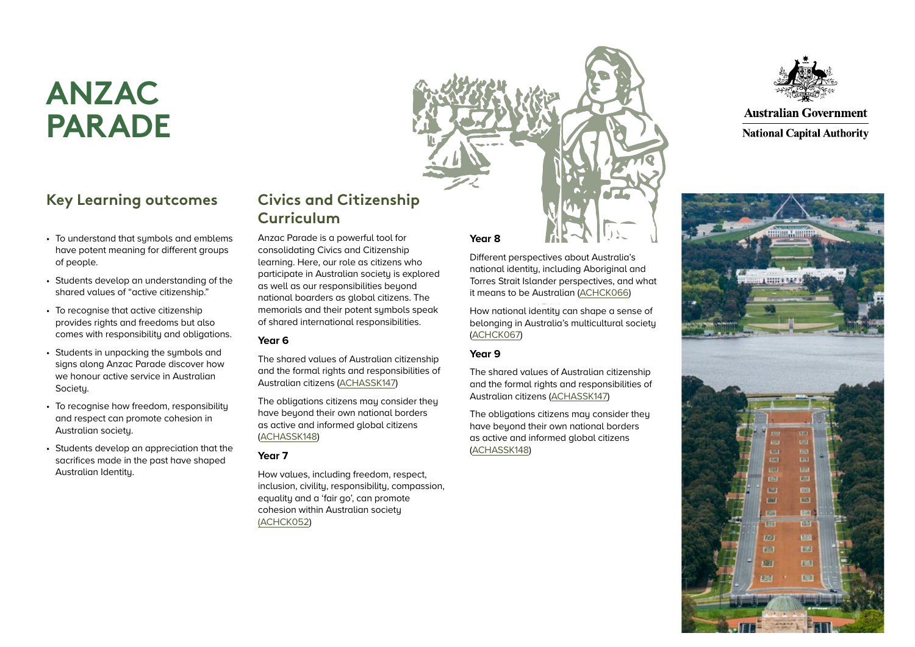# ANZAC PARADE

Australian Government
National Capital Authority

## Key Learning outcomes

- To understand that symbols and emblems have potent meaning for different groups of people.
- Students develop an understanding of the shared values of "active citizenship."
- To recognise that active citizenship provides rights and freedoms but also comes with responsibility and obligations.
- Students in unpacking the symbols and signs along Anzac Parade discover how we honour active service in Australian Society.
- To recognise how freedom, responsibility and respect can promote cohesion in Australian society.
- Students develop an appreciation that the sacrifices made in the past have shaped Australian Identity.

## Civics and Citizenship Curriculum

Anzac Parade is a powerful tool for consolidating Civics and Citizenship learning. Here, our role as citizens who participate in Australian society is explored as well as our responsibilities beyond national boarders as global citizens. The memorials and their potent symbols speak of shared international responsibilities.

### Year 6

The shared values of Australian citizenship and the formal rights and responsibilities of Australian citizens (ACHASSK147)

The obligations citizens may consider they have beyond their own national borders as active and informed global citizens (ACHASSK148)

### Year 7

How values, including freedom, respect, inclusion, civility, responsibility, compassion, equality and a 'fair go', can promote cohesion within Australian society (ACHCK052)

### Year 8

Different perspectives about Australia's national identity, including Aboriginal and Torres Strait Islander perspectives, and what it means to be Australian (ACHCK066)

How national identity can shape a sense of belonging in Australia's multicultural society (ACHCK067)

### Year 9

The shared values of Australian citizenship and the formal rights and responsibilities of Australian citizens (ACHASSK147)

The obligations citizens may consider they have beyond their own national borders as active and informed global citizens (ACHASSK148)